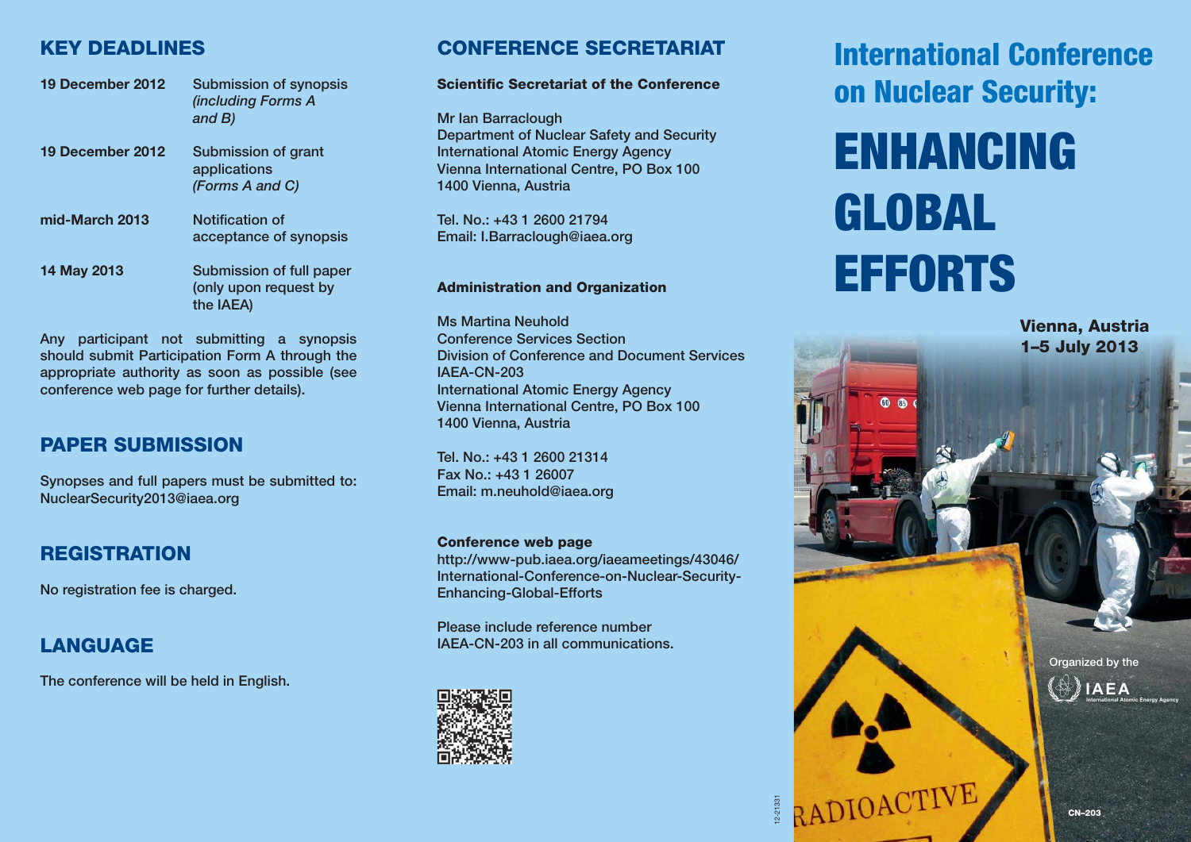## KEY DEADLINES

| | |
|---|---|
| **19 December 2012** | Submission of synopsis *(including Forms A and B)* |
| **19 December 2012** | Submission of grant applications *(Forms A and C)* |
| **mid-March 2013** | Notification of acceptance of synopsis |
| **14 May 2013** | Submission of full paper (only upon request by the IAEA) |

Any participant not submitting a synopsis should submit Participation Form A through the appropriate authority as soon as possible (see conference web page for further details).

## PAPER SUBMISSION

Synopses and full papers must be submitted to:
NuclearSecurity2013@iaea.org

## REGISTRATION

No registration fee is charged.

## LANGUAGE

The conference will be held in English.

## CONFERENCE SECRETARIAT

**Scientific Secretariat of the Conference**

Mr Ian Barraclough
Department of Nuclear Safety and Security
International Atomic Energy Agency
Vienna International Centre, PO Box 100
1400 Vienna, Austria

Tel. No.: +43 1 2600 21794
Email: I.Barraclough@iaea.org

**Administration and Organization**

Ms Martina Neuhold
Conference Services Section
Division of Conference and Document Services
IAEA-CN-203
International Atomic Energy Agency
Vienna International Centre, PO Box 100
1400 Vienna, Austria

Tel. No.: +43 1 2600 21314
Fax No.: +43 1 26007
Email: m.neuhold@iaea.org

**Conference web page**
http://www-pub.iaea.org/iaeameetings/43046/International-Conference-on-Nuclear-Security-Enhancing-Global-Efforts

Please include reference number IAEA-CN-203 in all communications.

12-21331

# International Conference on Nuclear Security:

# ENHANCING GLOBAL EFFORTS

**Vienna, Austria**
**1–5 July 2013**

Organized by the IAEA International Atomic Energy Agency

CN–203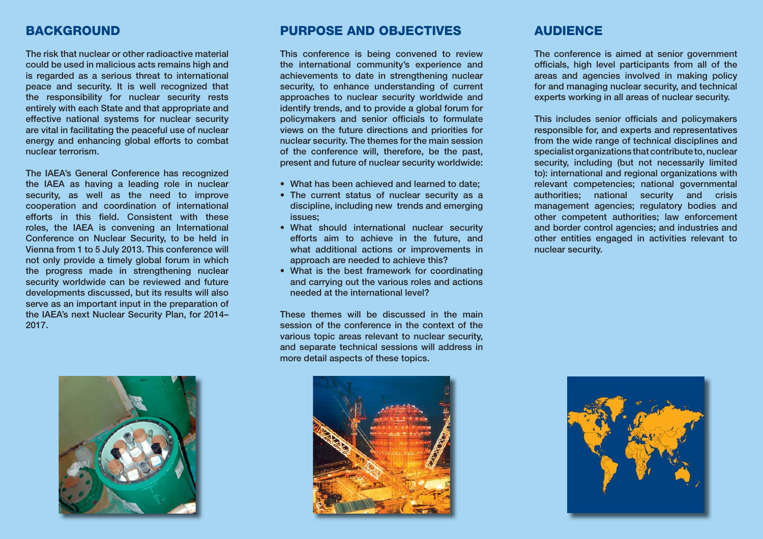## BACKGROUND

The risk that nuclear or other radioactive material could be used in malicious acts remains high and is regarded as a serious threat to international peace and security. It is well recognized that the responsibility for nuclear security rests entirely with each State and that appropriate and effective national systems for nuclear security are vital in facilitating the peaceful use of nuclear energy and enhancing global efforts to combat nuclear terrorism.

The IAEA's General Conference has recognized the IAEA as having a leading role in nuclear security, as well as the need to improve cooperation and coordination of international efforts in this field. Consistent with these roles, the IAEA is convening an International Conference on Nuclear Security, to be held in Vienna from 1 to 5 July 2013. This conference will not only provide a timely global forum in which the progress made in strengthening nuclear security worldwide can be reviewed and future developments discussed, but its results will also serve as an important input in the preparation of the IAEA's next Nuclear Security Plan, for 2014–2017.

## PURPOSE AND OBJECTIVES

This conference is being convened to review the international community's experience and achievements to date in strengthening nuclear security, to enhance understanding of current approaches to nuclear security worldwide and identify trends, and to provide a global forum for policymakers and senior officials to formulate views on the future directions and priorities for nuclear security. The themes for the main session of the conference will, therefore, be the past, present and future of nuclear security worldwide:

- What has been achieved and learned to date;
- The current status of nuclear security as a discipline, including new trends and emerging issues;
- What should international nuclear security efforts aim to achieve in the future, and what additional actions or improvements in approach are needed to achieve this?
- What is the best framework for coordinating and carrying out the various roles and actions needed at the international level?

These themes will be discussed in the main session of the conference in the context of the various topic areas relevant to nuclear security, and separate technical sessions will address in more detail aspects of these topics.

## AUDIENCE

The conference is aimed at senior government officials, high level participants from all of the areas and agencies involved in making policy for and managing nuclear security, and technical experts working in all areas of nuclear security.

This includes senior officials and policymakers responsible for, and experts and representatives from the wide range of technical disciplines and specialist organizations that contribute to, nuclear security, including (but not necessarily limited to): international and regional organizations with relevant competencies; national governmental authorities; national security and crisis management agencies; regulatory bodies and other competent authorities; law enforcement and border control agencies; and industries and other entities engaged in activities relevant to nuclear security.